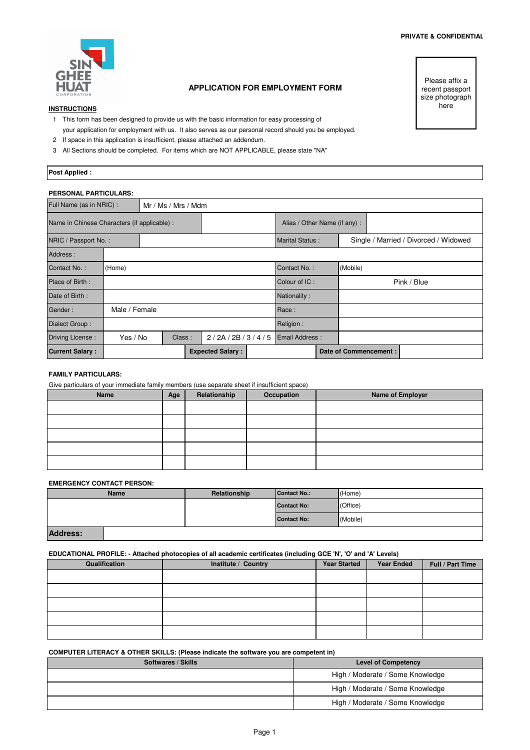PRIVATE & CONFIDENTIAL

SIN GHEE HUAT CORPORATION

# APPLICATION FOR EMPLOYMENT FORM

Please affix a recent passport size photograph here

**INSTRUCTIONS**

1. This form has been designed to provide us with the basic information for easy processing of your application for employment with us. It also serves as our personal record should you be employed.
2. If space in this application is insufficient, please attached an addendum.
3. All Sections should be completed. For items which are NOT APPLICABLE, please state "NA"

**Post Applied :**

**PERSONAL PARTICULARS:**

| | | | |
|---|---|---|---|
| Full Name (as in NRIC) : | Mr / Ms / Mrs / Mdm | | |
| Name in Chinese Characters (if applicable) : | | Alias / Other Name (if any) : | |
| NRIC / Passport No. : | | Marital Status : | Single / Married / Divorced / Widowed |
| Address : | | | |
| Contact No. : | (Home) | Contact No. : | (Mobile) |
| Place of Birth : | | Colour of IC : | Pink / Blue |
| Date of Birth : | | Nationality : | |
| Gender : | Male / Female | Race : | |
| Dialect Group : | | Religion : | |
| Driving License : | Yes / No &nbsp; Class : 2 / 2A / 2B / 3 / 4 / 5 | Email Address : | |
| **Current Salary :** | **Expected Salary :** | **Date of Commencement :** | |

**FAMILY PARTICULARS:**

Give particulars of your immediate family members (use separate sheet if insufficient space)

| Name | Age | Relationship | Occupation | Name of Employer |
|---|---|---|---|---|
| | | | | |
| | | | | |
| | | | | |
| | | | | |
| | | | | |

**EMERGENCY CONTACT PERSON:**

| Name | Relationship | Contact No.: | (Home) |
|---|---|---|---|
| | | Contact No: | (Office) |
| | | Contact No: | (Mobile) |
| **Address:** | | | |

**EDUCATIONAL PROFILE: - Attached photocopies of all academic certificates (including GCE 'N', 'O' and 'A' Levels)**

| Qualification | Institute / Country | Year Started | Year Ended | Full / Part Time |
|---|---|---|---|---|
| | | | | |
| | | | | |
| | | | | |
| | | | | |
| | | | | |

**COMPUTER LITERACY & OTHER SKILLS: (Please indicate the software you are competent in)**

| Softwares / Skills | Level of Competency |
|---|---|
| | High / Moderate / Some Knowledge |
| | High / Moderate / Some Knowledge |
| | High / Moderate / Some Knowledge |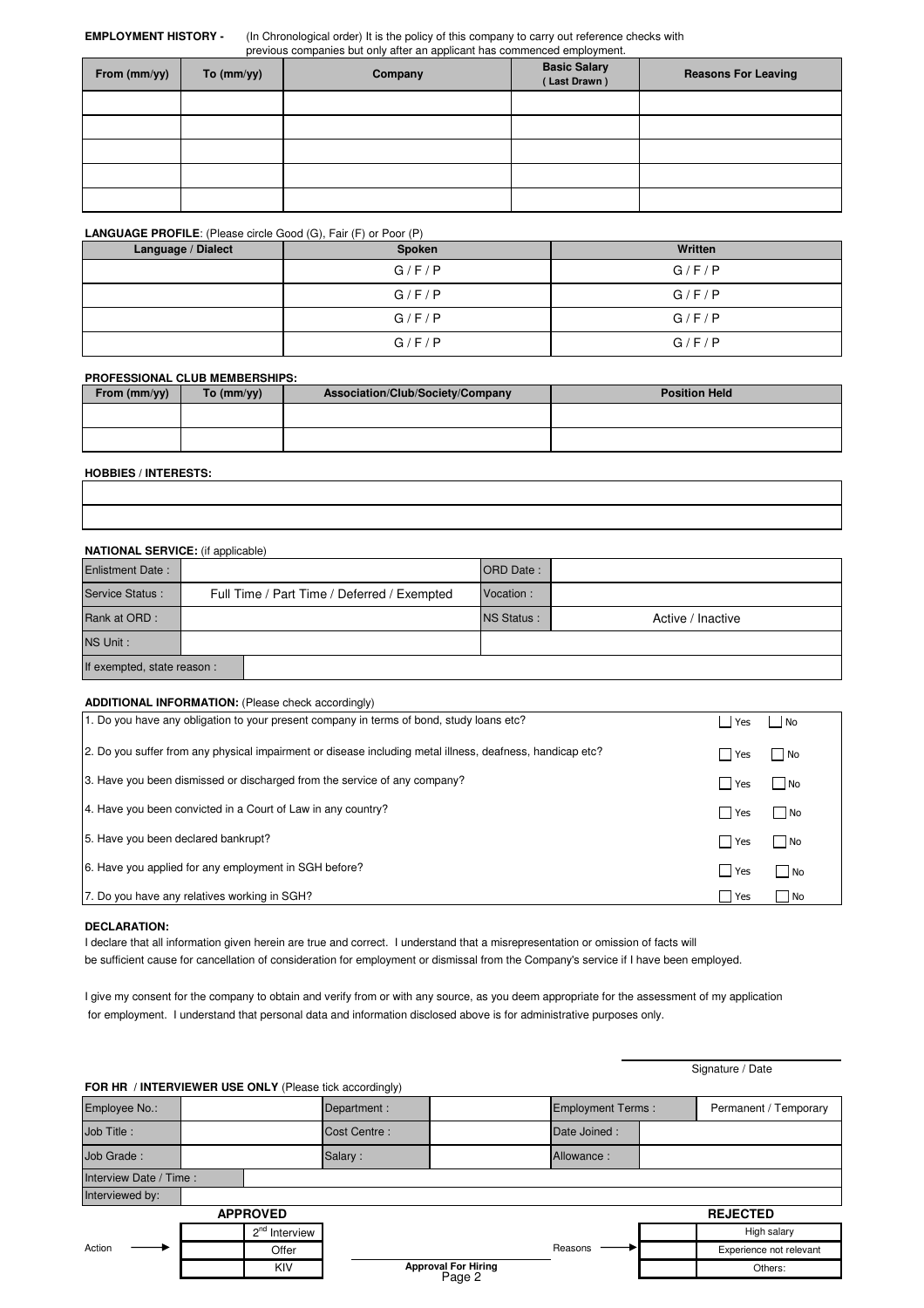**EMPLOYMENT HISTORY -** (In Chronological order) It is the policy of this company to carry out reference checks with previous companies but only after an applicant has commenced employment.

| From (mm/yy) | To (mm/yy) | Company | Basic Salary (Last Drawn) | Reasons For Leaving |
|---|---|---|---|---|
| | | | | |
| | | | | |
| | | | | |
| | | | | |
| | | | | |

**LANGUAGE PROFILE**: (Please circle Good (G), Fair (F) or Poor (P)

| Language / Dialect | Spoken | Written |
|---|---|---|
| | G / F / P | G / F / P |
| | G / F / P | G / F / P |
| | G / F / P | G / F / P |
| | G / F / P | G / F / P |

**PROFESSIONAL CLUB MEMBERSHIPS:**

| From (mm/yy) | To (mm/yy) | Association/Club/Society/Company | Position Held |
|---|---|---|---|
| | | | |
| | | | |

**HOBBIES / INTERESTS:**

| |
|---|
| |
| |

**NATIONAL SERVICE:** (if applicable)

| | | | |
|---|---|---|---|
| Enlistment Date : | | ORD Date : | |
| Service Status : | Full Time / Part Time / Deferred / Exempted | Vocation : | |
| Rank at ORD : | | NS Status : | Active / Inactive |
| NS Unit : | | | |
| If exempted, state reason : | | | |

**ADDITIONAL INFORMATION:** (Please check accordingly)

| | | |
|---|---|---|
| 1. Do you have any obligation to your present company in terms of bond, study loans etc? | ☐ Yes | ☐ No |
| 2. Do you suffer from any physical impairment or disease including metal illness, deafness, handicap etc? | ☐ Yes | ☐ No |
| 3. Have you been dismissed or discharged from the service of any company? | ☐ Yes | ☐ No |
| 4. Have you been convicted in a Court of Law in any country? | ☐ Yes | ☐ No |
| 5. Have you been declared bankrupt? | ☐ Yes | ☐ No |
| 6. Have you applied for any employment in SGH before? | ☐ Yes | ☐ No |
| 7. Do you have any relatives working in SGH? | ☐ Yes | ☐ No |

**DECLARATION:**

I declare that all information given herein are true and correct. I understand that a misrepresentation or omission of facts will be sufficient cause for cancellation of consideration for employment or dismissal from the Company's service if I have been employed.

I give my consent for the company to obtain and verify from or with any source, as you deem appropriate for the assessment of my application for employment. I understand that personal data and information disclosed above is for administrative purposes only.

Signature / Date

**FOR HR / INTERVIEWER USE ONLY** (Please tick accordingly)

| | | | | | |
|---|---|---|---|---|---|
| Employee No.: | | Department : | | Employment Terms : | Permanent / Temporary |
| Job Title : | | Cost Centre : | | Date Joined : | |
| Job Grade : | | Salary : | | Allowance : | |
| Interview Date / Time : | | | | | |
| Interviewed by: | | | | | |

**APPROVED**

| Action | | |
|---|---|---|
| | ☐ | 2nd Interview |
| | ☐ | Offer |
| | ☐ | KIV |

**Approval For Hiring**

**REJECTED**

| Reasons | | |
|---|---|---|
| | ☐ | High salary |
| | ☐ | Experience not relevant |
| | ☐ | Others: |